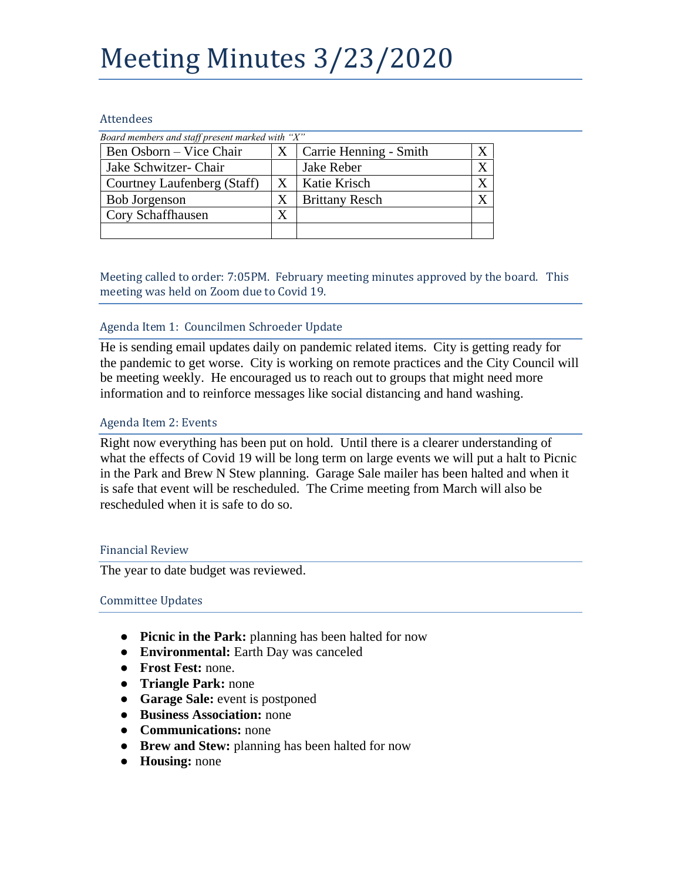# Meeting Minutes 3/23/2020

## Attendees

*Board members and staff present marked with "X"*

| | | | |
|---|---|---|---|
| Ben Osborn – Vice Chair | X | Carrie Henning - Smith | X |
| Jake Schwitzer- Chair | | Jake Reber | X |
| Courtney Laufenberg (Staff) | X | Katie Krisch | X |
| Bob Jorgenson | X | Brittany Resch | X |
| Cory Schaffhausen | X | | |
| | | | |

Meeting called to order: 7:05PM. February meeting minutes approved by the board. This meeting was held on Zoom due to Covid 19.

## Agenda Item 1: Councilmen Schroeder Update

He is sending email updates daily on pandemic related items. City is getting ready for the pandemic to get worse. City is working on remote practices and the City Council will be meeting weekly. He encouraged us to reach out to groups that might need more information and to reinforce messages like social distancing and hand washing.

## Agenda Item 2: Events

Right now everything has been put on hold. Until there is a clearer understanding of what the effects of Covid 19 will be long term on large events we will put a halt to Picnic in the Park and Brew N Stew planning. Garage Sale mailer has been halted and when it is safe that event will be rescheduled. The Crime meeting from March will also be rescheduled when it is safe to do so.

## Financial Review

The year to date budget was reviewed.

## Committee Updates

- **Picnic in the Park:** planning has been halted for now
- **Environmental:** Earth Day was canceled
- **Frost Fest:** none.
- **Triangle Park:** none
- **Garage Sale:** event is postponed
- **Business Association:** none
- **Communications:** none
- **Brew and Stew:** planning has been halted for now
- **Housing:** none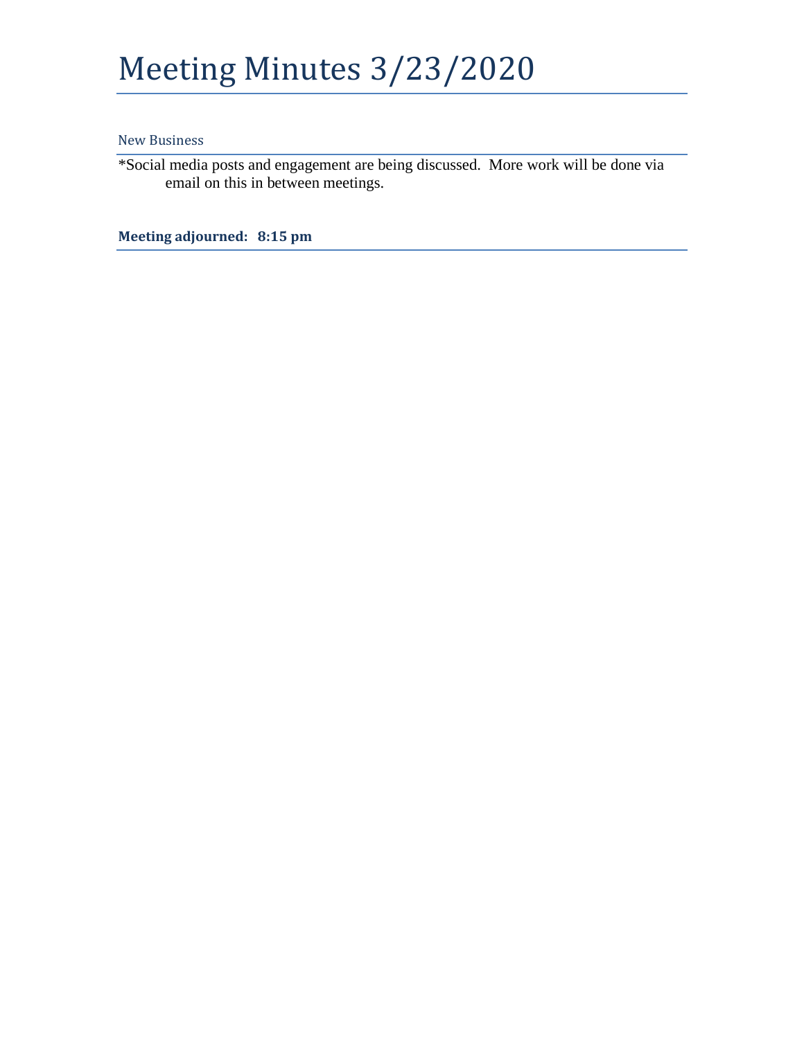# Meeting Minutes 3/23/2020

## New Business

*Social media posts and engagement are being discussed. More work will be done via email on this in between meetings.

**Meeting adjourned: 8:15 pm**